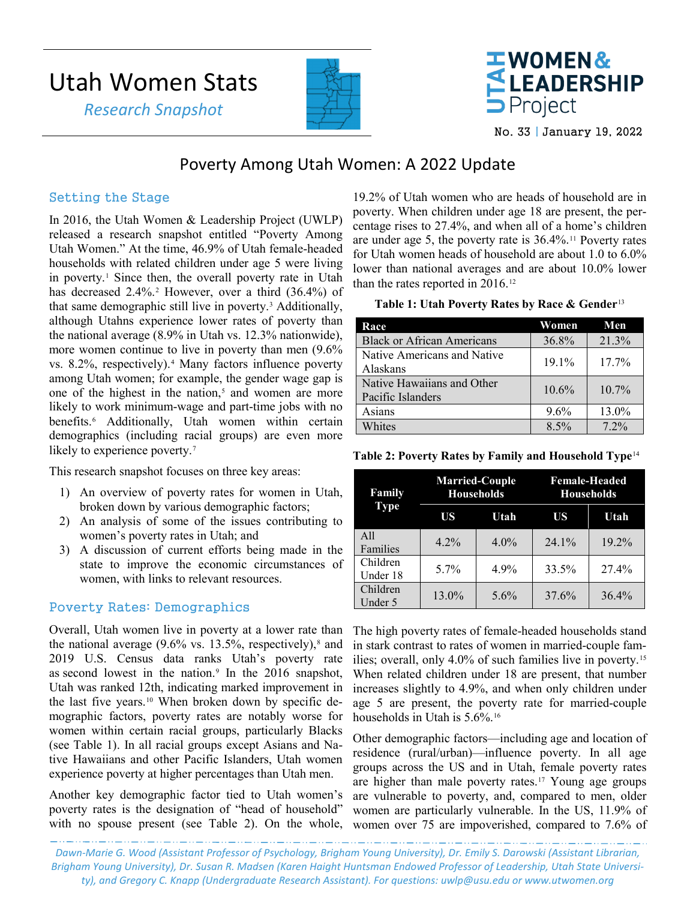# Utah Women Stats

*Research Snapshot*

No. 33 | January 19, 2022

## Poverty Among Utah Women: A 2022 Update

### Setting the Stage

In 2016, the Utah Women & Leadership Project (UWLP) released a research snapshot entitled "Poverty Among Utah Women." At the time, 46.9% of Utah female-headed households with related children under age 5 were living in poverty.[1] Since then, the overall poverty rate in Utah has decreased 2.4%.[2] However, over a third (36.4%) of that same demographic still live in poverty.[3] Additionally, although Utahns experience lower rates of poverty than the national average (8.9% in Utah vs. 12.3% nationwide), more women continue to live in poverty than men (9.6% vs. 8.2%, respectively).[4] Many factors influence poverty among Utah women; for example, the gender wage gap is one of the highest in the nation,[5] and women are more likely to work minimum-wage and part-time jobs with no benefits.[6] Additionally, Utah women within certain demographics (including racial groups) are even more likely to experience poverty.[7]

This research snapshot focuses on three key areas:

1) An overview of poverty rates for women in Utah, broken down by various demographic factors;
2) An analysis of some of the issues contributing to women's poverty rates in Utah; and
3) A discussion of current efforts being made in the state to improve the economic circumstances of women, with links to relevant resources.

### Poverty Rates: Demographics

Overall, Utah women live in poverty at a lower rate than the national average (9.6% vs. 13.5%, respectively),[8] and 2019 U.S. Census data ranks Utah's poverty rate as second lowest in the nation.[9] In the 2016 snapshot, Utah was ranked 12th, indicating marked improvement in the last five years.[10] When broken down by specific demographic factors, poverty rates are notably worse for women within certain racial groups, particularly Blacks (see Table 1). In all racial groups except Asians and Native Hawaiians and other Pacific Islanders, Utah women experience poverty at higher percentages than Utah men.

Another key demographic factor tied to Utah women's poverty rates is the designation of "head of household" with no spouse present (see Table 2). On the whole, 19.2% of Utah women who are heads of household are in poverty. When children under age 18 are present, the percentage rises to 27.4%, and when all of a home's children are under age 5, the poverty rate is 36.4%.[11] Poverty rates for Utah women heads of household are about 1.0 to 6.0% lower than national averages and are about 10.0% lower than the rates reported in 2016.[12]

**Table 1: Utah Poverty Rates by Race & Gender**[13]

| Race | Women | Men |
|---|---|---|
| Black or African Americans | 36.8% | 21.3% |
| Native Americans and Native Alaskans | 19.1% | 17.7% |
| Native Hawaiians and Other Pacific Islanders | 10.6% | 10.7% |
| Asians | 9.6% | 13.0% |
| Whites | 8.5% | 7.2% |

**Table 2: Poverty Rates by Family and Household Type**[14]

| Family Type | Married-Couple Households | | Female-Headed Households | |
|---|---|---|---|---|
| | US | Utah | US | Utah |
| All Families | 4.2% | 4.0% | 24.1% | 19.2% |
| Children Under 18 | 5.7% | 4.9% | 33.5% | 27.4% |
| Children Under 5 | 13.0% | 5.6% | 37.6% | 36.4% |

The high poverty rates of female-headed households stand in stark contrast to rates of women in married-couple families; overall, only 4.0% of such families live in poverty.[15] When related children under 18 are present, that number increases slightly to 4.9%, and when only children under age 5 are present, the poverty rate for married-couple households in Utah is 5.6%.[16]

Other demographic factors—including age and location of residence (rural/urban)—influence poverty. In all age groups across the US and in Utah, female poverty rates are higher than male poverty rates.[17] Young age groups are vulnerable to poverty, and, compared to men, older women are particularly vulnerable. In the US, 11.9% of women over 75 are impoverished, compared to 7.6% of

*Dawn-Marie G. Wood (Assistant Professor of Psychology, Brigham Young University), Dr. Emily S. Darowski (Assistant Librarian, Brigham Young University), Dr. Susan R. Madsen (Karen Haight Huntsman Endowed Professor of Leadership, Utah State University), and Gregory C. Knapp (Undergraduate Research Assistant). For questions: uwlp@usu.edu or www.utwomen.org*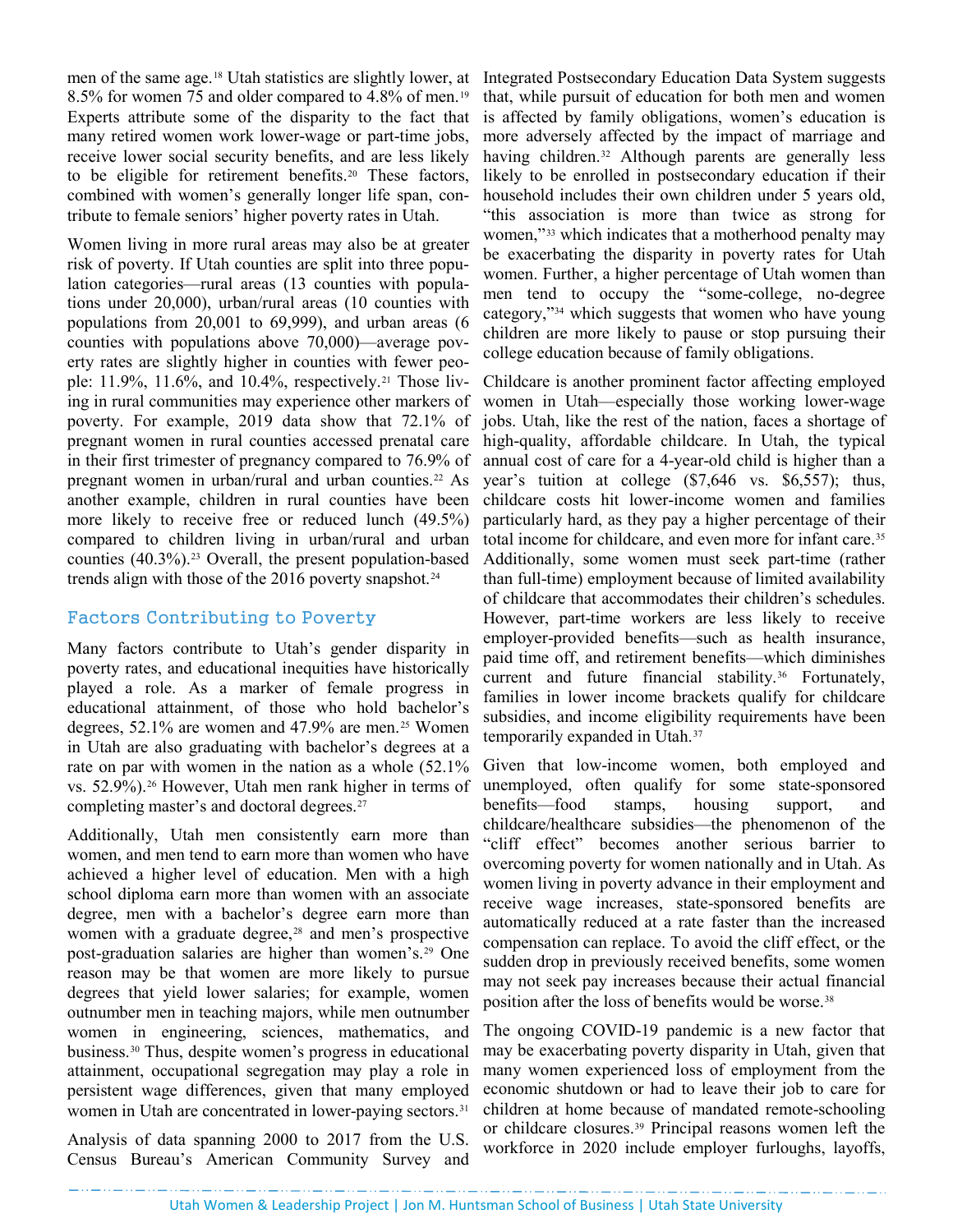men of the same age.[18] Utah statistics are slightly lower, at 8.5% for women 75 and older compared to 4.8% of men.[19] Experts attribute some of the disparity to the fact that many retired women work lower-wage or part-time jobs, receive lower social security benefits, and are less likely to be eligible for retirement benefits.[20] These factors, combined with women's generally longer life span, contribute to female seniors' higher poverty rates in Utah.

Women living in more rural areas may also be at greater risk of poverty. If Utah counties are split into three population categories—rural areas (13 counties with populations under 20,000), urban/rural areas (10 counties with populations from 20,001 to 69,999), and urban areas (6 counties with populations above 70,000)—average poverty rates are slightly higher in counties with fewer people: 11.9%, 11.6%, and 10.4%, respectively.[21] Those living in rural communities may experience other markers of poverty. For example, 2019 data show that 72.1% of pregnant women in rural counties accessed prenatal care in their first trimester of pregnancy compared to 76.9% of pregnant women in urban/rural and urban counties.[22] As another example, children in rural counties have been more likely to receive free or reduced lunch (49.5%) compared to children living in urban/rural and urban counties (40.3%).[23] Overall, the present population-based trends align with those of the 2016 poverty snapshot.[24]

## Factors Contributing to Poverty

Many factors contribute to Utah's gender disparity in poverty rates, and educational inequities have historically played a role. As a marker of female progress in educational attainment, of those who hold bachelor's degrees, 52.1% are women and 47.9% are men.[25] Women in Utah are also graduating with bachelor's degrees at a rate on par with women in the nation as a whole (52.1% vs. 52.9%).[26] However, Utah men rank higher in terms of completing master's and doctoral degrees.[27]

Additionally, Utah men consistently earn more than women, and men tend to earn more than women who have achieved a higher level of education. Men with a high school diploma earn more than women with an associate degree, men with a bachelor's degree earn more than women with a graduate degree,[28] and men's prospective post-graduation salaries are higher than women's.[29] One reason may be that women are more likely to pursue degrees that yield lower salaries; for example, women outnumber men in teaching majors, while men outnumber women in engineering, sciences, mathematics, and business.[30] Thus, despite women's progress in educational attainment, occupational segregation may play a role in persistent wage differences, given that many employed women in Utah are concentrated in lower-paying sectors.[31]

Analysis of data spanning 2000 to 2017 from the U.S. Census Bureau's American Community Survey and Integrated Postsecondary Education Data System suggests that, while pursuit of education for both men and women is affected by family obligations, women's education is more adversely affected by the impact of marriage and having children.[32] Although parents are generally less likely to be enrolled in postsecondary education if their household includes their own children under 5 years old, "this association is more than twice as strong for women,"[33] which indicates that a motherhood penalty may be exacerbating the disparity in poverty rates for Utah women. Further, a higher percentage of Utah women than men tend to occupy the "some-college, no-degree category,"[34] which suggests that women who have young children are more likely to pause or stop pursuing their college education because of family obligations.

Childcare is another prominent factor affecting employed women in Utah—especially those working lower-wage jobs. Utah, like the rest of the nation, faces a shortage of high-quality, affordable childcare. In Utah, the typical annual cost of care for a 4-year-old child is higher than a year's tuition at college ($7,646 vs. $6,557); thus, childcare costs hit lower-income women and families particularly hard, as they pay a higher percentage of their total income for childcare, and even more for infant care.[35] Additionally, some women must seek part-time (rather than full-time) employment because of limited availability of childcare that accommodates their children's schedules. However, part-time workers are less likely to receive employer-provided benefits—such as health insurance, paid time off, and retirement benefits—which diminishes current and future financial stability.[36] Fortunately, families in lower income brackets qualify for childcare subsidies, and income eligibility requirements have been temporarily expanded in Utah.[37]

Given that low-income women, both employed and unemployed, often qualify for some state-sponsored benefits—food stamps, housing support, and childcare/healthcare subsidies—the phenomenon of the "cliff effect" becomes another serious barrier to overcoming poverty for women nationally and in Utah. As women living in poverty advance in their employment and receive wage increases, state-sponsored benefits are automatically reduced at a rate faster than the increased compensation can replace. To avoid the cliff effect, or the sudden drop in previously received benefits, some women may not seek pay increases because their actual financial position after the loss of benefits would be worse.[38]

The ongoing COVID-19 pandemic is a new factor that may be exacerbating poverty disparity in Utah, given that many women experienced loss of employment from the economic shutdown or had to leave their job to care for children at home because of mandated remote-schooling or childcare closures.[39] Principal reasons women left the workforce in 2020 include employer furloughs, layoffs,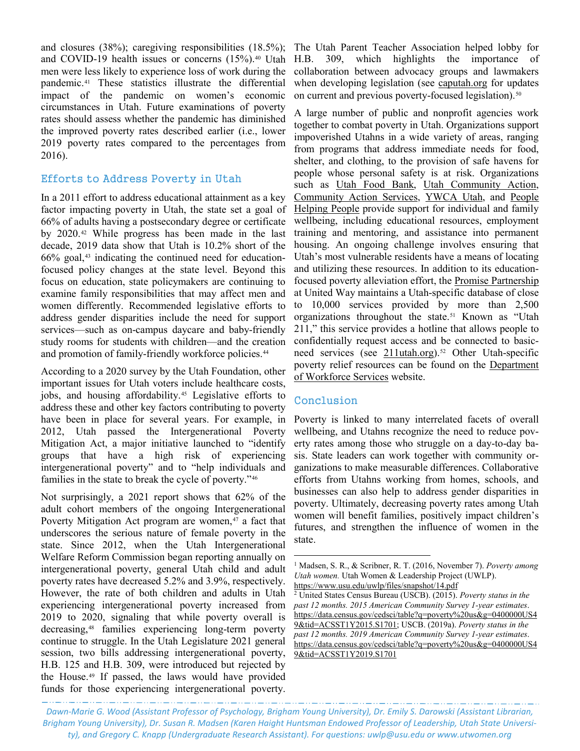and closures (38%); caregiving responsibilities (18.5%); and COVID-19 health issues or concerns (15%).[40] Utah men were less likely to experience loss of work during the pandemic.[41] These statistics illustrate the differential impact of the pandemic on women's economic circumstances in Utah. Future examinations of poverty rates should assess whether the pandemic has diminished the improved poverty rates described earlier (i.e., lower 2019 poverty rates compared to the percentages from 2016).

## Efforts to Address Poverty in Utah

In a 2011 effort to address educational attainment as a key factor impacting poverty in Utah, the state set a goal of 66% of adults having a postsecondary degree or certificate by 2020.[42] While progress has been made in the last decade, 2019 data show that Utah is 10.2% short of the 66% goal,[43] indicating the continued need for education-focused policy changes at the state level. Beyond this focus on education, state policymakers are continuing to examine family responsibilities that may affect men and women differently. Recommended legislative efforts to address gender disparities include the need for support services—such as on-campus daycare and baby-friendly study rooms for students with children—and the creation and promotion of family-friendly workforce policies.[44]

According to a 2020 survey by the Utah Foundation, other important issues for Utah voters include healthcare costs, jobs, and housing affordability.[45] Legislative efforts to address these and other key factors contributing to poverty have been in place for several years. For example, in 2012, Utah passed the Intergenerational Poverty Mitigation Act, a major initiative launched to "identify groups that have a high risk of experiencing intergenerational poverty" and to "help individuals and families in the state to break the cycle of poverty."[46]

Not surprisingly, a 2021 report shows that 62% of the adult cohort members of the ongoing Intergenerational Poverty Mitigation Act program are women,[47] a fact that underscores the serious nature of female poverty in the state. Since 2012, when the Utah Intergenerational Welfare Reform Commission began reporting annually on intergenerational poverty, general Utah child and adult poverty rates have decreased 5.2% and 3.9%, respectively. However, the rate of both children and adults in Utah experiencing intergenerational poverty increased from 2019 to 2020, signaling that while poverty overall is decreasing,[48] families experiencing long-term poverty continue to struggle. In the Utah Legislature 2021 general session, two bills addressing intergenerational poverty, H.B. 125 and H.B. 309, were introduced but rejected by the House.[49] If passed, the laws would have provided funds for those experiencing intergenerational poverty. The Utah Parent Teacher Association helped lobby for H.B. 309, which highlights the importance of collaboration between advocacy groups and lawmakers when developing legislation (see caputah.org for updates on current and previous poverty-focused legislation).[50]

A large number of public and nonprofit agencies work together to combat poverty in Utah. Organizations support impoverished Utahns in a wide variety of areas, ranging from programs that address immediate needs for food, shelter, and clothing, to the provision of safe havens for people whose personal safety is at risk. Organizations such as Utah Food Bank, Utah Community Action, Community Action Services, YWCA Utah, and People Helping People provide support for individual and family wellbeing, including educational resources, employment training and mentoring, and assistance into permanent housing. An ongoing challenge involves ensuring that Utah's most vulnerable residents have a means of locating and utilizing these resources. In addition to its education-focused poverty alleviation effort, the Promise Partnership at United Way maintains a Utah-specific database of close to 10,000 services provided by more than 2,500 organizations throughout the state.[51] Known as "Utah 211," this service provides a hotline that allows people to confidentially request access and be connected to basic-need services (see 211utah.org).[52] Other Utah-specific poverty relief resources can be found on the Department of Workforce Services website.

## Conclusion

Poverty is linked to many interrelated facets of overall wellbeing, and Utahns recognize the need to reduce poverty rates among those who struggle on a day-to-day basis. State leaders can work together with community organizations to make measurable differences. Collaborative efforts from Utahns working from homes, schools, and businesses can also help to address gender disparities in poverty. Ultimately, decreasing poverty rates among Utah women will benefit families, positively impact children's futures, and strengthen the influence of women in the state.

---

[1] Madsen, S. R., & Scribner, R. T. (2016, November 7). *Poverty among Utah women.* Utah Women & Leadership Project (UWLP). https://www.usu.edu/uwlp/files/snapshot/14.pdf

[2] United States Census Bureau (USCB). (2015). *Poverty status in the past 12 months. 2015 American Community Survey 1-year estimates*. https://data.census.gov/cedsci/table?q=poverty%20us&g=0400000US49&tid=ACSST1Y2015.S1701; USCB. (2019a). *Poverty status in the past 12 months. 2019 American Community Survey 1-year estimates*. https://data.census.gov/cedsci/table?q=poverty%20us&g=0400000US49&tid=ACSST1Y2019.S1701

*Dawn-Marie G. Wood (Assistant Professor of Psychology, Brigham Young University), Dr. Emily S. Darowski (Assistant Librarian, Brigham Young University), Dr. Susan R. Madsen (Karen Haight Huntsman Endowed Professor of Leadership, Utah State University), and Gregory C. Knapp (Undergraduate Research Assistant). For questions: uwlp@usu.edu or www.utwomen.org*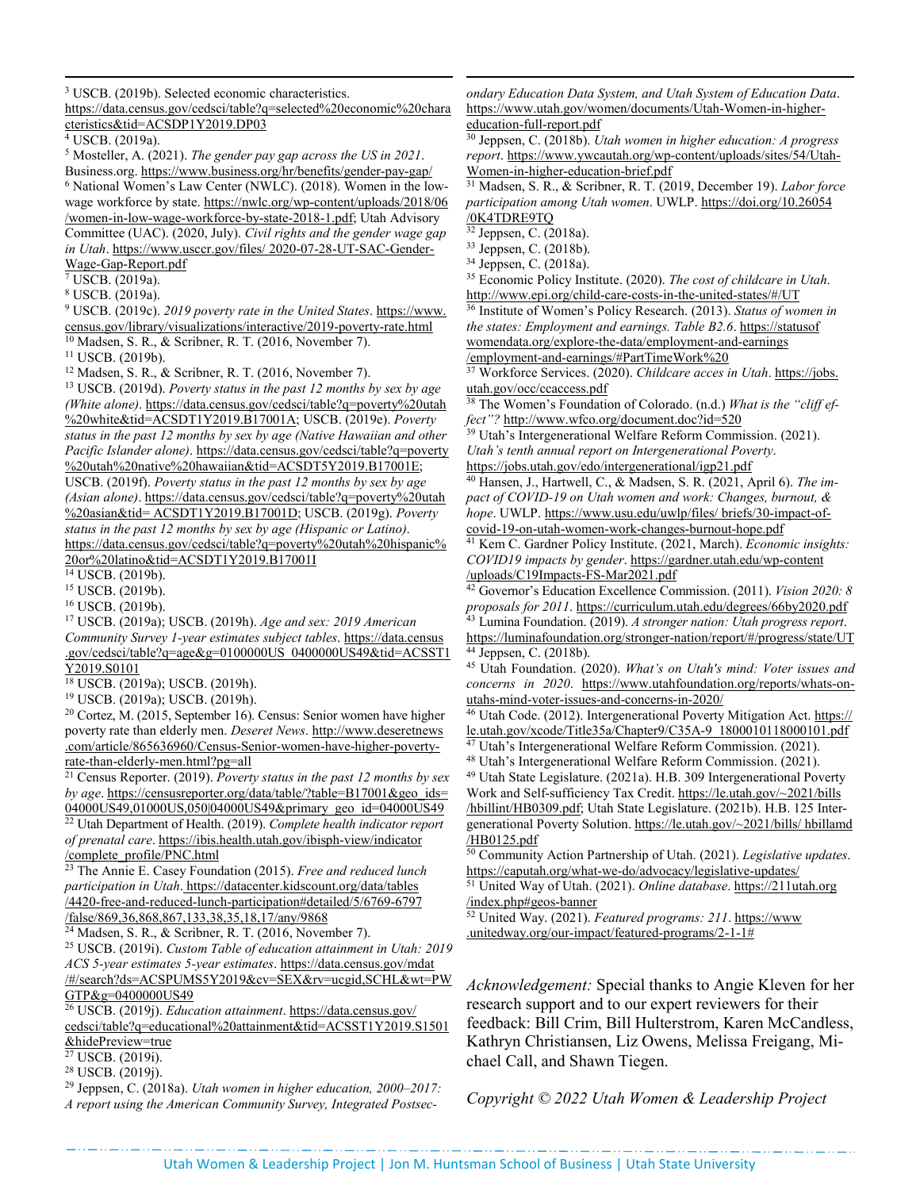[3] USCB. (2019b). Selected economic characteristics. https://data.census.gov/cedsci/table?q=selected%20economic%20characteristics&tid=ACSDP1Y2019.DP03

[4] USCB. (2019a).

[5] Mosteller, A. (2021). *The gender pay gap across the US in 2021*. Business.org. https://www.business.org/hr/benefits/gender-pay-gap/

[6] National Women's Law Center (NWLC). (2018). Women in the low-wage workforce by state. https://nwlc.org/wp-content/uploads/2018/06/women-in-low-wage-workforce-by-state-2018-1.pdf; Utah Advisory Committee (UAC). (2020, July). *Civil rights and the gender wage gap in Utah*. https://www.usccr.gov/files/ 2020-07-28-UT-SAC-Gender-Wage-Gap-Report.pdf

[7] USCB. (2019a).

[8] USCB. (2019a).

[9] USCB. (2019c). *2019 poverty rate in the United States*. https://www.census.gov/library/visualizations/interactive/2019-poverty-rate.html

[10] Madsen, S. R., & Scribner, R. T. (2016, November 7).

[11] USCB. (2019b).

[12] Madsen, S. R., & Scribner, R. T. (2016, November 7).

[13] USCB. (2019d). *Poverty status in the past 12 months by sex by age (White alone)*. https://data.census.gov/cedsci/table?q=poverty%20utah%20white&tid=ACSDT1Y2019.B17001A; USCB. (2019e). *Poverty status in the past 12 months by sex by age (Native Hawaiian and other Pacific Islander alone)*. https://data.census.gov/cedsci/table?q=poverty%20utah%20native%20hawaiian&tid=ACSDT5Y2019.B17001E; USCB. (2019f). *Poverty status in the past 12 months by sex by age (Asian alone)*. https://data.census.gov/cedsci/table?q=poverty%20utah%20asian&tid= ACSDT1Y2019.B17001D; USCB. (2019g). *Poverty status in the past 12 months by sex by age (Hispanic or Latino)*. https://data.census.gov/cedsci/table?q=poverty%20utah%20hispanic%20or%20latino&tid=ACSDT1Y2019.B17001I

[14] USCB. (2019b).

[15] USCB. (2019b).

[16] USCB. (2019b).

[17] USCB. (2019a); USCB. (2019h). *Age and sex: 2019 American Community Survey 1-year estimates subject tables*. https://data.census.gov/cedsci/table?q=age&g=0100000US_0400000US49&tid=ACSST1Y2019.S0101

[18] USCB. (2019a); USCB. (2019h).

[19] USCB. (2019a); USCB. (2019h).

[20] Cortez, M. (2015, September 16). Census: Senior women have higher poverty rate than elderly men. *Deseret News*. http://www.deseretnews.com/article/865636960/Census-Senior-women-have-higher-poverty-rate-than-elderly-men.html?pg=all

[21] Census Reporter. (2019). *Poverty status in the past 12 months by sex by age*. https://censusreporter.org/data/table/?table=B17001&geo_ids=04000US49,01000US,050|04000US49&primary_geo_id=04000US49

[22] Utah Department of Health. (2019). *Complete health indicator report of prenatal care*. https://ibis.health.utah.gov/ibisph-view/indicator/complete_profile/PNC.html

[23] The Annie E. Casey Foundation (2015). *Free and reduced lunch participation in Utah*. https://datacenter.kidscount.org/data/tables/4420-free-and-reduced-lunch-participation#detailed/5/6769-6797/false/869,36,868,867,133,38,35,18,17/any/9868

[24] Madsen, S. R., & Scribner, R. T. (2016, November 7).

[25] USCB. (2019i). *Custom Table of education attainment in Utah: 2019 ACS 5-year estimates 5-year estimates*. https://data.census.gov/mdat/#/search?ds=ACSPUMS5Y2019&cv=SEX&rv=ucgid,SCHL&wt=PWGTP&g=0400000US49

[26] USCB. (2019j). *Education attainment*. https://data.census.gov/cedsci/table?q=educational%20attainment&tid=ACSST1Y2019.S1501&hidePreview=true

[27] USCB. (2019i).

[28] USCB. (2019j).

[29] Jeppsen, C. (2018a). *Utah women in higher education, 2000–2017: A report using the American Community Survey, Integrated Postsecondary Education Data System, and Utah System of Education Data*. https://www.utah.gov/women/documents/Utah-Women-in-higher-education-full-report.pdf

[30] Jeppsen, C. (2018b). *Utah women in higher education: A progress report*. https://www.ywcautah.org/wp-content/uploads/sites/54/Utah-Women-in-higher-education-brief.pdf

[31] Madsen, S. R., & Scribner, R. T. (2019, December 19). *Labor force participation among Utah women*. UWLP. https://doi.org/10.26054/0K4TDRE9TQ

[32] Jeppsen, C. (2018a).

[33] Jeppsen, C. (2018b).

[34] Jeppsen, C. (2018a).

[35] Economic Policy Institute. (2020). *The cost of childcare in Utah*. http://www.epi.org/child-care-costs-in-the-united-states/#/UT

[36] Institute of Women's Policy Research. (2013). *Status of women in the states: Employment and earnings. Table B2.6*. https://statusofwomendata.org/explore-the-data/employment-and-earnings/employment-and-earnings/#PartTimeWork%20

[37] Workforce Services. (2020). *Childcare acces in Utah*. https://jobs.utah.gov/occ/ccaccess.pdf

[38] The Women's Foundation of Colorado. (n.d.) *What is the "cliff effect"?* http://www.wfco.org/document.doc?id=520

[39] Utah's Intergenerational Welfare Reform Commission. (2021). *Utah's tenth annual report on Intergenerational Poverty*. https://jobs.utah.gov/edo/intergenerational/igp21.pdf

[40] Hansen, J., Hartwell, C., & Madsen, S. R. (2021, April 6). *The impact of COVID-19 on Utah women and work: Changes, burnout, & hope*. UWLP. https://www.usu.edu/uwlp/files/ briefs/30-impact-of-covid-19-on-utah-women-work-changes-burnout-hope.pdf

[41] Kem C. Gardner Policy Institute. (2021, March). *Economic insights: COVID19 impacts by gender*. https://gardner.utah.edu/wp-content/uploads/C19Impacts-FS-Mar2021.pdf

[42] Governor's Education Excellence Commission. (2011). *Vision 2020: 8 proposals for 2011*. https://curriculum.utah.edu/degrees/66by2020.pdf

[43] Lumina Foundation. (2019). *A stronger nation: Utah progress report*. https://luminafoundation.org/stronger-nation/report/#/progress/state/UT

[44] Jeppsen, C. (2018b).

[45] Utah Foundation. (2020). *What's on Utah's mind: Voter issues and concerns in 2020*. https://www.utahfoundation.org/reports/whats-on-utahs-mind-voter-issues-and-concerns-in-2020/

[46] Utah Code. (2012). Intergenerational Poverty Mitigation Act. https://le.utah.gov/xcode/Title35a/Chapter9/C35A-9_1800010118000101.pdf

[47] Utah's Intergenerational Welfare Reform Commission. (2021).

[48] Utah's Intergenerational Welfare Reform Commission. (2021).

[49] Utah State Legislature. (2021a). H.B. 309 Intergenerational Poverty Work and Self-sufficiency Tax Credit. https://le.utah.gov/~2021/bills/hbillint/HB0309.pdf; Utah State Legislature. (2021b). H.B. 125 Intergenerational Poverty Solution. https://le.utah.gov/~2021/bills/ hbillamd/HB0125.pdf

[50] Community Action Partnership of Utah. (2021). *Legislative updates*. https://caputah.org/what-we-do/advocacy/legislative-updates/

[51] United Way of Utah. (2021). *Online database*. https://211utah.org/index.php#geos-banner

[52] United Way. (2021). *Featured programs: 211*. https://www.unitedway.org/our-impact/featured-programs/2-1-1#

*Acknowledgement:* Special thanks to Angie Kleven for her research support and to our expert reviewers for their feedback: Bill Crim, Bill Hulterstrom, Karen McCandless, Kathryn Christiansen, Liz Owens, Melissa Freigang, Michael Call, and Shawn Tiegen.

*Copyright © 2022 Utah Women & Leadership Project*